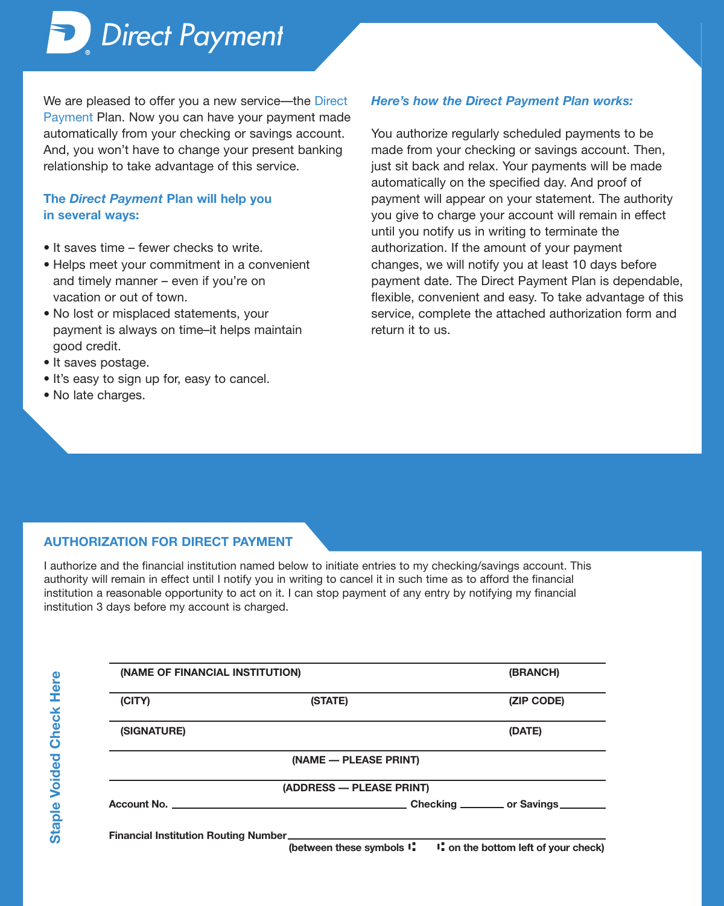# Direct Payment

We are pleased to offer you a new service—the Direct Payment Plan. Now you can have your payment made automatically from your checking or savings account. And, you won't have to change your present banking relationship to take advantage of this service.

### The *Direct Payment* Plan will help you in several ways:

- It saves time – fewer checks to write.
- Helps meet your commitment in a convenient and timely manner – even if you're on vacation or out of town.
- No lost or misplaced statements, your payment is always on time–it helps maintain good credit.
- It saves postage.
- It's easy to sign up for, easy to cancel.
- No late charges.

### *Here's how the Direct Payment Plan works:*

You authorize regularly scheduled payments to be made from your checking or savings account. Then, just sit back and relax. Your payments will be made automatically on the specified day. And proof of payment will appear on your statement. The authority you give to charge your account will remain in effect until you notify us in writing to terminate the authorization. If the amount of your payment changes, we will notify you at least 10 days before payment date. The Direct Payment Plan is dependable, flexible, convenient and easy. To take advantage of this service, complete the attached authorization form and return it to us.

## AUTHORIZATION FOR DIRECT PAYMENT

I authorize and the financial institution named below to initiate entries to my checking/savings account. This authority will remain in effect until I notify you in writing to cancel it in such time as to afford the financial institution a reasonable opportunity to act on it. I can stop payment of any entry by notifying my financial institution 3 days before my account is charged.

**Staple Voided Check Here**

**(NAME OF FINANCIAL INSTITUTION)** **(BRANCH)**

**(CITY)** **(STATE)** **(ZIP CODE)**

**(SIGNATURE)** **(DATE)**

**(NAME — PLEASE PRINT)**

**(ADDRESS — PLEASE PRINT)**

**Account No.** ______________________ **Checking** ________ **or Savings** ________

**Financial Institution Routing Number** ______________________
**(between these symbols ⑆ ⑆ on the bottom left of your check)**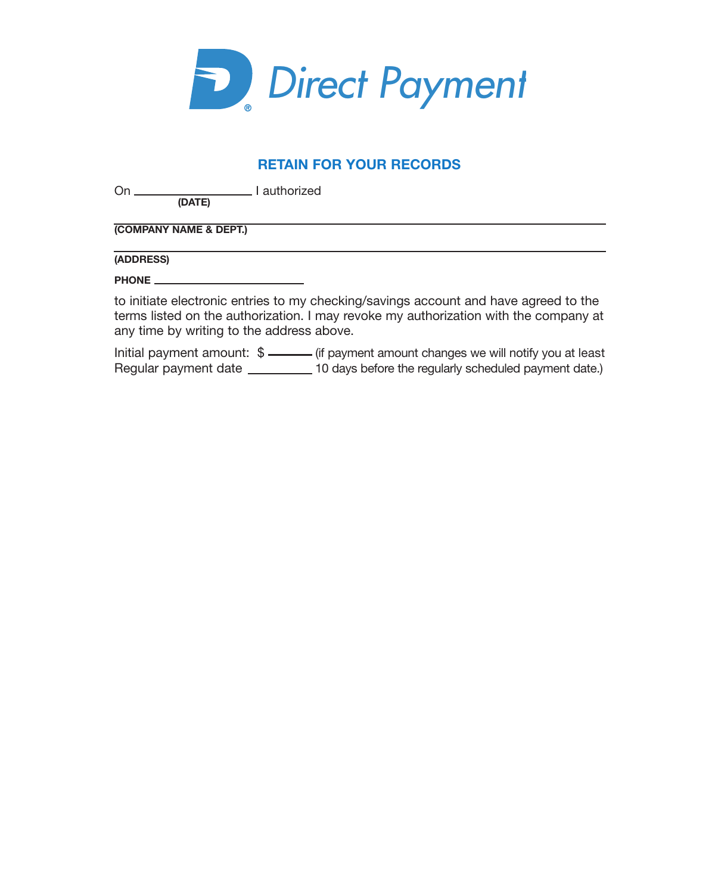# Direct Payment

## RETAIN FOR YOUR RECORDS

On ____________________ I authorized
(DATE)

______________________________________________________________
(COMPANY NAME & DEPT.)

______________________________________________________________
(ADDRESS)

PHONE __________________________

to initiate electronic entries to my checking/savings account and have agreed to the terms listed on the authorization. I may revoke my authorization with the company at any time by writing to the address above.

Initial payment amount: $ _______ (if payment amount changes we will notify you at least
Regular payment date __________ 10 days before the regularly scheduled payment date.)